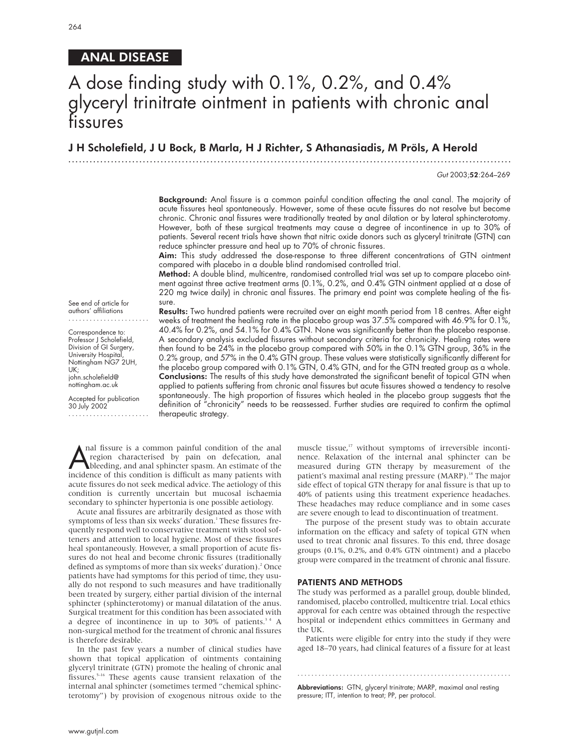ANAL DISEASE

# A dose finding study with 0.1%, 0.2%, and 0.4% glyceryl trinitrate ointment in patients with chronic anal fissures

**J H Scholefield, J U Bock, B Marla, H J Richter, S Athanasiadis, M Pröls, A Herold**

See end of article for authors' affiliations

Correspondence to: Professor J Scholefield, Division of GI Surgery, University Hospital, Nottingham NG7 2UH, UK; john.scholefield@nottingham.ac.uk

Accepted for publication 30 July 2002

**Background:** Anal fissure is a common painful condition affecting the anal canal. The majority of acute fissures heal spontaneously. However, some of these acute fissures do not resolve but become chronic. Chronic anal fissures were traditionally treated by anal dilation or by lateral sphincterotomy. However, both of these surgical treatments may cause a degree of incontinence in up to 30% of patients. Several recent trials have shown that nitric oxide donors such as glyceryl trinitrate (GTN) can reduce sphincter pressure and heal up to 70% of chronic fissures.

**Aim:** This study addressed the dose-response to three different concentrations of GTN ointment compared with placebo in a double blind randomised controlled trial.

**Method:** A double blind, multicentre, randomised controlled trial was set up to compare placebo ointment against three active treatment arms (0.1%, 0.2%, and 0.4% GTN ointment applied at a dose of 220 mg twice daily) in chronic anal fissures. The primary end point was complete healing of the fissure.

**Results:** Two hundred patients were recruited over an eight month period from 18 centres. After eight weeks of treatment the healing rate in the placebo group was 37.5% compared with 46.9% for 0.1%, 40.4% for 0.2%, and 54.1% for 0.4% GTN. None was significantly better than the placebo response. A secondary analysis excluded fissures without secondary criteria for chronicity. Healing rates were then found to be 24% in the placebo group compared with 50% in the 0.1% GTN group, 36% in the 0.2% group, and 57% in the 0.4% GTN group. These values were statistically significantly different for the placebo group compared with 0.1% GTN, 0.4% GTN, and for the GTN treated group as a whole.

**Conclusions:** The results of this study have demonstrated the significant benefit of topical GTN when applied to patients suffering from chronic anal fissures but acute fissures showed a tendency to resolve spontaneously. The high proportion of fissures which healed in the placebo group suggests that the definition of "chronicity" needs to be reassessed. Further studies are required to confirm the optimal therapeutic strategy.

Anal fissure is a common painful condition of the anal region characterised by pain on defecation, anal bleeding, and anal sphincter spasm. An estimate of the incidence of this condition is difficult as many patients with acute fissures do not seek medical advice. The aetiology of this condition is currently uncertain but mucosal ischaemia secondary to sphincter hypertonia is one possible aetiology.

Acute anal fissures are arbitrarily designated as those with symptoms of less than six weeks' duration.[1] These fissures frequently respond well to conservative treatment with stool softeners and attention to local hygiene. Most of these fissures heal spontaneously. However, a small proportion of acute fissures do not heal and become chronic fissures (traditionally defined as symptoms of more than six weeks' duration).[2] Once patients have had symptoms for this period of time, they usually do not respond to such measures and have traditionally been treated by surgery, either partial division of the internal sphincter (sphincterotomy) or manual dilatation of the anus. Surgical treatment for this condition has been associated with a degree of incontinence in up to 30% of patients.[3 4] A non-surgical method for the treatment of chronic anal fissures is therefore desirable.

In the past few years a number of clinical studies have shown that topical application of ointments containing glyceryl trinitrate (GTN) promote the healing of chronic anal fissures.[5–16] These agents cause transient relaxation of the internal anal sphincter (sometimes termed "chemical sphincterotomy") by provision of exogenous nitrous oxide to the muscle tissue,[17] without symptoms of irreversible incontinence. Relaxation of the internal anal sphincter can be measured during GTN therapy by measurement of the patient's maximal anal resting pressure (MARP).[18] The major side effect of topical GTN therapy for anal fissure is that up to 40% of patients using this treatment experience headaches. These headaches may reduce compliance and in some cases are severe enough to lead to discontinuation of treatment.

The purpose of the present study was to obtain accurate information on the efficacy and safety of topical GTN when used to treat chronic anal fissures. To this end, three dosage groups (0.1%, 0.2%, and 0.4% GTN ointment) and a placebo group were compared in the treatment of chronic anal fissure.

## PATIENTS AND METHODS

The study was performed as a parallel group, double blinded, randomised, placebo controlled, multicentre trial. Local ethics approval for each centre was obtained through the respective hospital or independent ethics committees in Germany and the UK.

Patients were eligible for entry into the study if they were aged 18–70 years, had clinical features of a fissure for at least

**Abbreviations:** GTN, glyceryl trinitrate; MARP, maximal anal resting pressure; ITT, intention to treat; PP, per protocol.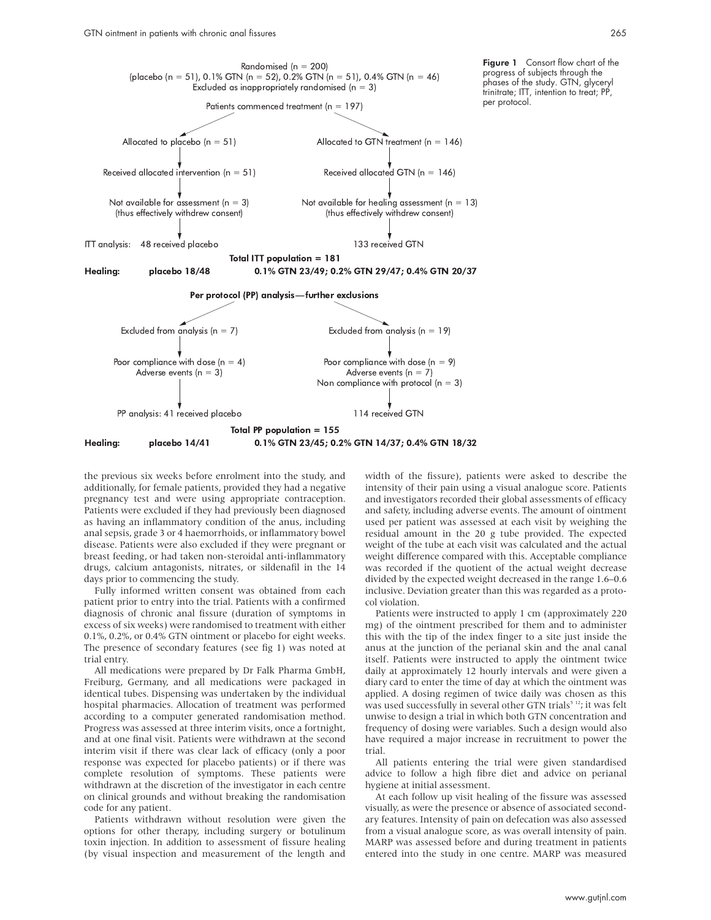Randomised (n = 200)
(placebo (n = 51), 0.1% GTN (n = 52), 0.2% GTN (n = 51), 0.4% GTN (n = 46)
Excluded as inappropriately randomised (n = 3)

Patients commenced treatment (n = 197)

Allocated to placebo (n = 51)

Received allocated intervention (n = 51)

Not available for assessment (n = 3)
(thus effectively withdrew consent)

ITT analysis: 48 received placebo

Allocated to GTN treatment (n = 146)

Received allocated GTN (n = 146)

Not available for healing assessment (n = 13)
(thus effectively withdrew consent)

133 received GTN

**Total ITT population = 181**

**Healing: placebo 18/48 0.1% GTN 23/49; 0.2% GTN 29/47; 0.4% GTN 20/37**

**Per protocol (PP) analysis—further exclusions**

Excluded from analysis (n = 7)

Poor compliance with dose (n = 4)
Adverse events (n = 3)

PP analysis: 41 received placebo

Excluded from analysis (n = 19)

Poor compliance with dose (n = 9)
Adverse events (n = 7)
Non compliance with protocol (n = 3)

114 received GTN

**Total PP population = 155**

**Healing: placebo 14/41 0.1% GTN 23/45; 0.2% GTN 14/37; 0.4% GTN 18/32**

**Figure 1** Consort flow chart of the progress of subjects through the phases of the study. GTN, glyceryl trinitrate; ITT, intention to treat; PP, per protocol.

the previous six weeks before enrolment into the study, and additionally, for female patients, provided they had a negative pregnancy test and were using appropriate contraception. Patients were excluded if they had previously been diagnosed as having an inflammatory condition of the anus, including anal sepsis, grade 3 or 4 haemorrhoids, or inflammatory bowel disease. Patients were also excluded if they were pregnant or breast feeding, or had taken non-steroidal anti-inflammatory drugs, calcium antagonists, nitrates, or sildenafil in the 14 days prior to commencing the study.

Fully informed written consent was obtained from each patient prior to entry into the trial. Patients with a confirmed diagnosis of chronic anal fissure (duration of symptoms in excess of six weeks) were randomised to treatment with either 0.1%, 0.2%, or 0.4% GTN ointment or placebo for eight weeks. The presence of secondary features (see fig 1) was noted at trial entry.

All medications were prepared by Dr Falk Pharma GmbH, Freiburg, Germany, and all medications were packaged in identical tubes. Dispensing was undertaken by the individual hospital pharmacies. Allocation of treatment was performed according to a computer generated randomisation method. Progress was assessed at three interim visits, once a fortnight, and at one final visit. Patients were withdrawn at the second interim visit if there was clear lack of efficacy (only a poor response was expected for placebo patients) or if there was complete resolution of symptoms. These patients were withdrawn at the discretion of the investigator in each centre on clinical grounds and without breaking the randomisation code for any patient.

Patients withdrawn without resolution were given the options for other therapy, including surgery or botulinum toxin injection. In addition to assessment of fissure healing (by visual inspection and measurement of the length and width of the fissure), patients were asked to describe the intensity of their pain using a visual analogue score. Patients and investigators recorded their global assessments of efficacy and safety, including adverse events. The amount of ointment used per patient was assessed at each visit by weighing the residual amount in the 20 g tube provided. The expected weight of the tube at each visit was calculated and the actual weight difference compared with this. Acceptable compliance was recorded if the quotient of the actual weight decrease divided by the expected weight decreased in the range 1.6–0.6 inclusive. Deviation greater than this was regarded as a protocol violation.

Patients were instructed to apply 1 cm (approximately 220 mg) of the ointment prescribed for them and to administer this with the tip of the index finger to a site just inside the anus at the junction of the perianal skin and the anal canal itself. Patients were instructed to apply the ointment twice daily at approximately 12 hourly intervals and were given a diary card to enter the time of day at which the ointment was applied. A dosing regimen of twice daily was chosen as this was used successfully in several other GTN trials[5 12]; it was felt unwise to design a trial in which both GTN concentration and frequency of dosing were variables. Such a design would also have required a major increase in recruitment to power the trial.

All patients entering the trial were given standardised advice to follow a high fibre diet and advice on perianal hygiene at initial assessment.

At each follow up visit healing of the fissure was assessed visually, as were the presence or absence of associated secondary features. Intensity of pain on defecation was also assessed from a visual analogue score, as was overall intensity of pain. MARP was assessed before and during treatment in patients entered into the study in one centre. MARP was measured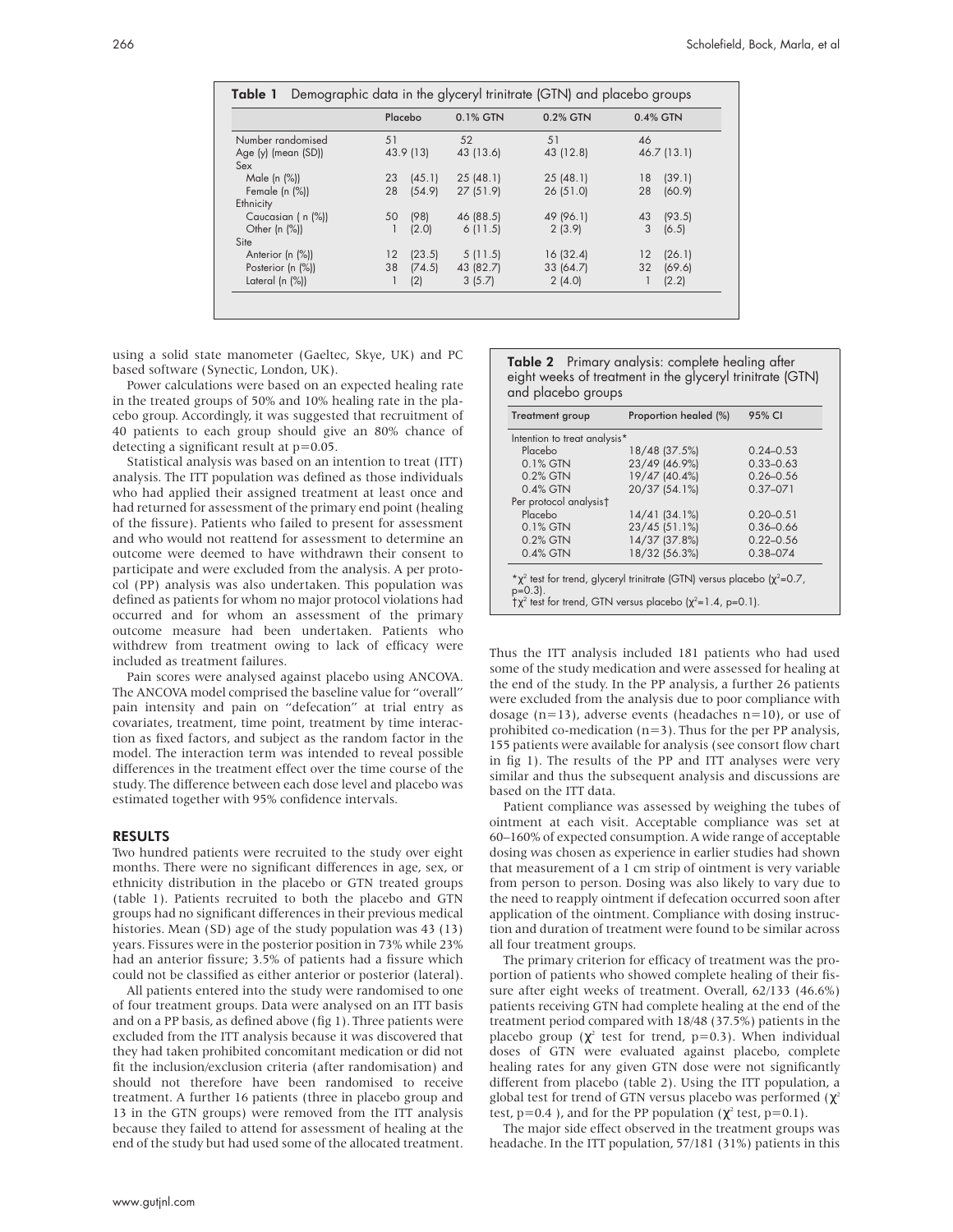**Table 1** Demographic data in the glyceryl trinitrate (GTN) and placebo groups

| | Placebo | 0.1% GTN | 0.2% GTN | 0.4% GTN |
|---|---|---|---|---|
| Number randomised | 51 | 52 | 51 | 46 |
| Age (y) (mean (SD)) | 43.9 (13) | 43 (13.6) | 43 (12.8) | 46.7 (13.1) |
| Sex | | | | |
| Male (n (%)) | 23 (45.1) | 25 (48.1) | 25 (48.1) | 18 (39.1) |
| Female (n (%)) | 28 (54.9) | 27 (51.9) | 26 (51.0) | 28 (60.9) |
| Ethnicity | | | | |
| Caucasian ( n (%)) | 50 (98) | 46 (88.5) | 49 (96.1) | 43 (93.5) |
| Other (n (%)) | 1 (2.0) | 6 (11.5) | 2 (3.9) | 3 (6.5) |
| Site | | | | |
| Anterior (n (%)) | 12 (23.5) | 5 (11.5) | 16 (32.4) | 12 (26.1) |
| Posterior (n (%)) | 38 (74.5) | 43 (82.7) | 33 (64.7) | 32 (69.6) |
| Lateral (n (%)) | 1 (2) | 3 (5.7) | 2 (4.0) | 1 (2.2) |

using a solid state manometer (Gaeltec, Skye, UK) and PC based software (Synectic, London, UK).

Power calculations were based on an expected healing rate in the treated groups of 50% and 10% healing rate in the placebo group. Accordingly, it was suggested that recruitment of 40 patients to each group should give an 80% chance of detecting a significant result at p=0.05.

Statistical analysis was based on an intention to treat (ITT) analysis. The ITT population was defined as those individuals who had applied their assigned treatment at least once and had returned for assessment of the primary end point (healing of the fissure). Patients who failed to present for assessment and who would not reattend for assessment to determine an outcome were deemed to have withdrawn their consent to participate and were excluded from the analysis. A per protocol (PP) analysis was also undertaken. This population was defined as patients for whom no major protocol violations had occurred and for whom an assessment of the primary outcome measure had been undertaken. Patients who withdrew from treatment owing to lack of efficacy were included as treatment failures.

Pain scores were analysed against placebo using ANCOVA. The ANCOVA model comprised the baseline value for "overall" pain intensity and pain on "defecation" at trial entry as covariates, treatment, time point, treatment by time interaction as fixed factors, and subject as the random factor in the model. The interaction term was intended to reveal possible differences in the treatment effect over the time course of the study. The difference between each dose level and placebo was estimated together with 95% confidence intervals.

## RESULTS

Two hundred patients were recruited to the study over eight months. There were no significant differences in age, sex, or ethnicity distribution in the placebo or GTN treated groups (table 1). Patients recruited to both the placebo and GTN groups had no significant differences in their previous medical histories. Mean (SD) age of the study population was 43 (13) years. Fissures were in the posterior position in 73% while 23% had an anterior fissure; 3.5% of patients had a fissure which could not be classified as either anterior or posterior (lateral).

All patients entered into the study were randomised to one of four treatment groups. Data were analysed on an ITT basis and on a PP basis, as defined above (fig 1). Three patients were excluded from the ITT analysis because it was discovered that they had taken prohibited concomitant medication or did not fit the inclusion/exclusion criteria (after randomisation) and should not therefore have been randomised to receive treatment. A further 16 patients (three in placebo group and 13 in the GTN groups) were removed from the ITT analysis because they failed to attend for assessment of healing at the end of the study but had used some of the allocated treatment.

**Table 2** Primary analysis: complete healing after eight weeks of treatment in the glyceryl trinitrate (GTN) and placebo groups

| Treatment group | Proportion healed (%) | 95% CI |
|---|---|---|
| Intention to treat analysis* | | |
| Placebo | 18/48 (37.5%) | 0.24–0.53 |
| 0.1% GTN | 23/49 (46.9%) | 0.33–0.63 |
| 0.2% GTN | 19/47 (40.4%) | 0.26–0.56 |
| 0.4% GTN | 20/37 (54.1%) | 0.37–071 |
| Per protocol analysis† | | |
| Placebo | 14/41 (34.1%) | 0.20–0.51 |
| 0.1% GTN | 23/45 (51.1%) | 0.36–0.66 |
| 0.2% GTN | 14/37 (37.8%) | 0.22–0.56 |
| 0.4% GTN | 18/32 (56.3%) | 0.38–074 |

*$\chi^2$ test for trend, glyceryl trinitrate (GTN) versus placebo ($\chi^2$=0.7, p=0.3).
†$\chi^2$ test for trend, GTN versus placebo ($\chi^2$=1.4, p=0.1).

Thus the ITT analysis included 181 patients who had used some of the study medication and were assessed for healing at the end of the study. In the PP analysis, a further 26 patients were excluded from the analysis due to poor compliance with dosage (n=13), adverse events (headaches n=10), or use of prohibited co-medication (n=3). Thus for the per PP analysis, 155 patients were available for analysis (see consort flow chart in fig 1). The results of the PP and ITT analyses were very similar and thus the subsequent analysis and discussions are based on the ITT data.

Patient compliance was assessed by weighing the tubes of ointment at each visit. Acceptable compliance was set at 60–160% of expected consumption. A wide range of acceptable dosing was chosen as experience in earlier studies had shown that measurement of a 1 cm strip of ointment is very variable from person to person. Dosing was also likely to vary due to the need to reapply ointment if defecation occurred soon after application of the ointment. Compliance with dosing instruction and duration of treatment were found to be similar across all four treatment groups.

The primary criterion for efficacy of treatment was the proportion of patients who showed complete healing of their fissure after eight weeks of treatment. Overall, 62/133 (46.6%) patients receiving GTN had complete healing at the end of the treatment period compared with 18/48 (37.5%) patients in the placebo group ($\chi^2$ test for trend, p=0.3). When individual doses of GTN were evaluated against placebo, complete healing rates for any given GTN dose were not significantly different from placebo (table 2). Using the ITT population, a global test for trend of GTN versus placebo was performed ($\chi^2$ test, p=0.4 ), and for the PP population ($\chi^2$ test, p=0.1).

The major side effect observed in the treatment groups was headache. In the ITT population, 57/181 (31%) patients in this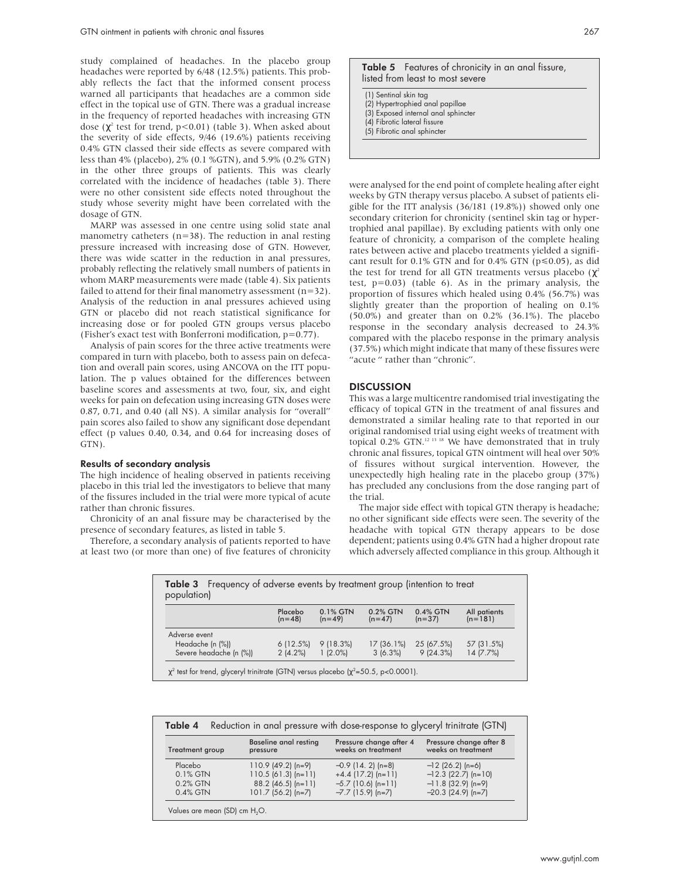study complained of headaches. In the placebo group headaches were reported by 6/48 (12.5%) patients. This probably reflects the fact that the informed consent process warned all participants that headaches are a common side effect in the topical use of GTN. There was a gradual increase in the frequency of reported headaches with increasing GTN dose ($\chi^2$ test for trend, $p<0.01$) (table 3). When asked about the severity of side effects, 9/46 (19.6%) patients receiving 0.4% GTN classed their side effects as severe compared with less than 4% (placebo), 2% (0.1 %GTN), and 5.9% (0.2% GTN) in the other three groups of patients. This was clearly correlated with the incidence of headaches (table 3). There were no other consistent side effects noted throughout the study whose severity might have been correlated with the dosage of GTN.

MARP was assessed in one centre using solid state anal manometry catheters (n=38). The reduction in anal resting pressure increased with increasing dose of GTN. However, there was wide scatter in the reduction in anal pressures, probably reflecting the relatively small numbers of patients in whom MARP measurements were made (table 4). Six patients failed to attend for their final manometry assessment (n=32). Analysis of the reduction in anal pressures achieved using GTN or placebo did not reach statistical significance for increasing dose or for pooled GTN groups versus placebo (Fisher's exact test with Bonferroni modification, p=0.77).

Analysis of pain scores for the three active treatments were compared in turn with placebo, both to assess pain on defecation and overall pain scores, using ANCOVA on the ITT population. The p values obtained for the differences between baseline scores and assessments at two, four, six, and eight weeks for pain on defecation using increasing GTN doses were 0.87, 0.71, and 0.40 (all NS). A similar analysis for "overall" pain scores also failed to show any significant dose dependant effect (p values 0.40, 0.34, and 0.64 for increasing doses of GTN).

### Results of secondary analysis

The high incidence of healing observed in patients receiving placebo in this trial led the investigators to believe that many of the fissures included in the trial were more typical of acute rather than chronic fissures.

Chronicity of an anal fissure may be characterised by the presence of secondary features, as listed in table 5.

Therefore, a secondary analysis of patients reported to have at least two (or more than one) of five features of chronicity were analysed for the end point of complete healing after eight weeks by GTN therapy versus placebo. A subset of patients eligible for the ITT analysis (36/181 (19.8%)) showed only one secondary criterion for chronicity (sentinel skin tag or hypertrophied anal papillae). By excluding patients with only one feature of chronicity, a comparison of the complete healing rates between active and placebo treatments yielded a significant result for 0.1% GTN and for 0.4% GTN ($p\leq0.05$), as did the test for trend for all GTN treatments versus placebo ($\chi^2$ test, p=0.03) (table 6). As in the primary analysis, the proportion of fissures which healed using 0.4% (56.7%) was slightly greater than the proportion of healing on 0.1% (50.0%) and greater than on 0.2% (36.1%). The placebo response in the secondary analysis decreased to 24.3% compared with the placebo response in the primary analysis (37.5%) which might indicate that many of these fissures were "acute " rather than "chronic".

**Table 5** Features of chronicity in an anal fissure, listed from least to most severe

(1) Sentinal skin tag
(2) Hypertrophied anal papillae
(3) Exposed internal anal sphincter
(4) Fibrotic lateral fissure
(5) Fibrotic anal sphincter

## DISCUSSION

This was a large multicentre randomised trial investigating the efficacy of topical GTN in the treatment of anal fissures and demonstrated a similar healing rate to that reported in our original randomised trial using eight weeks of treatment with topical 0.2% GTN.[12 13 18] We have demonstrated that in truly chronic anal fissures, topical GTN ointment will heal over 50% of fissures without surgical intervention. However, the unexpectedly high healing rate in the placebo group (37%) has precluded any conclusions from the dose ranging part of the trial.

The major side effect with topical GTN therapy is headache; no other significant side effects were seen. The severity of the headache with topical GTN therapy appears to be dose dependent; patients using 0.4% GTN had a higher dropout rate which adversely affected compliance in this group. Although it

**Table 3** Frequency of adverse events by treatment group (intention to treat population)

| | Placebo (n=48) | 0.1% GTN (n=49) | 0.2% GTN (n=47) | 0.4% GTN (n=37) | All patients (n=181) |
|---|---|---|---|---|---|
| Adverse event | | | | | |
| Headache (n (%)) | 6 (12.5%) | 9 (18.3%) | 17 (36.1%) | 25 (67.5%) | 57 (31.5%) |
| Severe headache (n (%)) | 2 (4.2%) | 1 (2.0%) | 3 (6.3%) | 9 (24.3%) | 14 (7.7%) |

$\chi^2$ test for trend, glyceryl trinitrate (GTN) versus placebo ($\chi^2$=50.5, p<0.0001).

**Table 4** Reduction in anal pressure with dose-response to glyceryl trinitrate (GTN)

| Treatment group | Baseline anal resting pressure | Pressure change after 4 weeks on treatment | Pressure change after 8 weeks on treatment |
|---|---|---|---|
| Placebo | 110.9 (49.2) (n=9) | −0.9 (14. 2) (n=8) | −12 (26.2) (n=6) |
| 0.1% GTN | 110.5 (61.3) (n=11) | +4.4 (17.2) (n=11) | −12.3 (22.7) (n=10) |
| 0.2% GTN | 88.2 (46.5) (n=11) | −5.7 (10.6) (n=11) | −11.8 (32.9) (n=9) |
| 0.4% GTN | 101.7 (56.2) (n=7) | −7.7 (15.9) (n=7) | −20.3 (24.9) (n=7) |

Values are mean (SD) cm $H_2O$.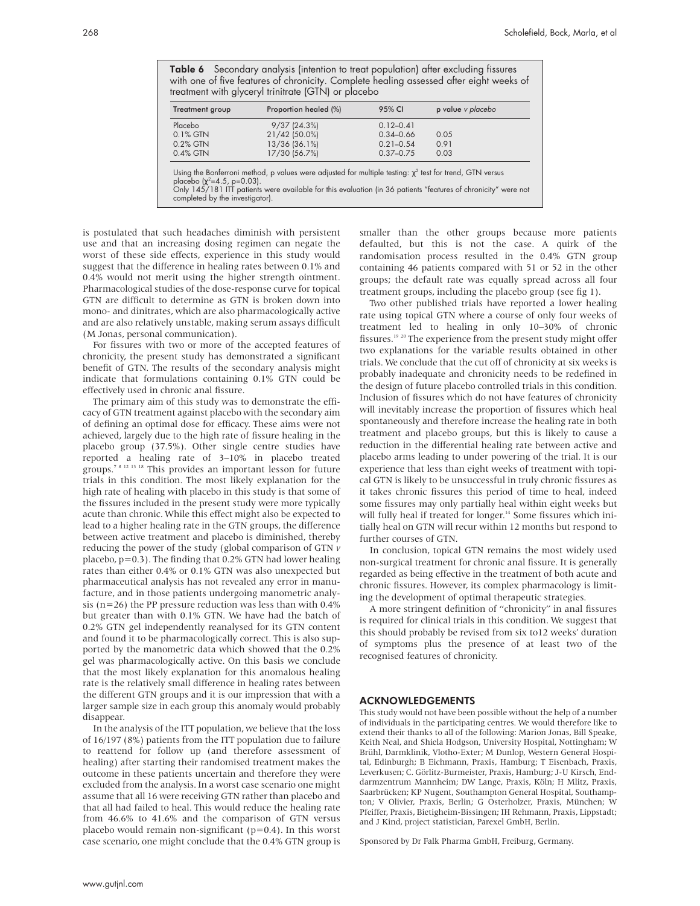**Table 6** Secondary analysis (intention to treat population) after excluding fissures with one of five features of chronicity. Complete healing assessed after eight weeks of treatment with glyceryl trinitrate (GTN) or placebo

| Treatment group | Proportion healed (%) | 95% CI | p value *v placebo* |
|---|---|---|---|
| Placebo | 9/37 (24.3%) | 0.12–0.41 | |
| 0.1% GTN | 21/42 (50.0%) | 0.34–0.66 | 0.05 |
| 0.2% GTN | 13/36 (36.1%) | 0.21–0.54 | 0.91 |
| 0.4% GTN | 17/30 (56.7%) | 0.37–0.75 | 0.03 |

Using the Bonferroni method, p values were adjusted for multiple testing: $\chi^2$ test for trend, GTN versus placebo ($\chi^2$=4.5, p=0.03).
Only 145/181 ITT patients were available for this evaluation (in 36 patients "features of chronicity" were not completed by the investigator).

is postulated that such headaches diminish with persistent use and that an increasing dosing regimen can negate the worst of these side effects, experience in this study would suggest that the difference in healing rates between 0.1% and 0.4% would not merit using the higher strength ointment. Pharmacological studies of the dose-response curve for topical GTN are difficult to determine as GTN is broken down into mono- and dinitrates, which are also pharmacologically active and are also relatively unstable, making serum assays difficult (M Jonas, personal communication).

For fissures with two or more of the accepted features of chronicity, the present study has demonstrated a significant benefit of GTN. The results of the secondary analysis might indicate that formulations containing 0.1% GTN could be effectively used in chronic anal fissure.

The primary aim of this study was to demonstrate the efficacy of GTN treatment against placebo with the secondary aim of defining an optimal dose for efficacy. These aims were not achieved, largely due to the high rate of fissure healing in the placebo group (37.5%). Other single centre studies have reported a healing rate of 3–10% in placebo treated groups.[7 8 12 13 18] This provides an important lesson for future trials in this condition. The most likely explanation for the high rate of healing with placebo in this study is that some of the fissures included in the present study were more typically acute than chronic. While this effect might also be expected to lead to a higher healing rate in the GTN groups, the difference between active treatment and placebo is diminished, thereby reducing the power of the study (global comparison of GTN *v* placebo, p=0.3). The finding that 0.2% GTN had lower healing rates than either 0.4% or 0.1% GTN was also unexpected but pharmaceutical analysis has not revealed any error in manufacture, and in those patients undergoing manometric analysis (n=26) the PP pressure reduction was less than with 0.4% but greater than with 0.1% GTN. We have had the batch of 0.2% GTN gel independently reanalysed for its GTN content and found it to be pharmacologically correct. This is also supported by the manometric data which showed that the 0.2% gel was pharmacologically active. On this basis we conclude that the most likely explanation for this anomalous healing rate is the relatively small difference in healing rates between the different GTN groups and it is our impression that with a larger sample size in each group this anomaly would probably disappear.

In the analysis of the ITT population, we believe that the loss of 16/197 (8%) patients from the ITT population due to failure to reattend for follow up (and therefore assessment of healing) after starting their randomised treatment makes the outcome in these patients uncertain and therefore they were excluded from the analysis. In a worst case scenario one might assume that all 16 were receiving GTN rather than placebo and that all had failed to heal. This would reduce the healing rate from 46.6% to 41.6% and the comparison of GTN versus placebo would remain non-significant (p=0.4). In this worst case scenario, one might conclude that the 0.4% GTN group is smaller than the other groups because more patients defaulted, but this is not the case. A quirk of the randomisation process resulted in the 0.4% GTN group containing 46 patients compared with 51 or 52 in the other groups; the default rate was equally spread across all four treatment groups, including the placebo group (see fig 1).

Two other published trials have reported a lower healing rate using topical GTN where a course of only four weeks of treatment led to healing in only 10–30% of chronic fissures.[19 20] The experience from the present study might offer two explanations for the variable results obtained in other trials. We conclude that the cut off of chronicity at six weeks is probably inadequate and chronicity needs to be redefined in the design of future placebo controlled trials in this condition. Inclusion of fissures which do not have features of chronicity will inevitably increase the proportion of fissures which heal spontaneously and therefore increase the healing rate in both treatment and placebo groups, but this is likely to cause a reduction in the differential healing rate between active and placebo arms leading to under powering of the trial. It is our experience that less than eight weeks of treatment with topical GTN is likely to be unsuccessful in truly chronic fissures as it takes chronic fissures this period of time to heal, indeed some fissures may only partially heal within eight weeks but will fully heal if treated for longer.[14] Some fissures which initially heal on GTN will recur within 12 months but respond to further courses of GTN.

In conclusion, topical GTN remains the most widely used non-surgical treatment for chronic anal fissure. It is generally regarded as being effective in the treatment of both acute and chronic fissures. However, its complex pharmacology is limiting the development of optimal therapeutic strategies.

A more stringent definition of "chronicity" in anal fissures is required for clinical trials in this condition. We suggest that this should probably be revised from six to12 weeks' duration of symptoms plus the presence of at least two of the recognised features of chronicity.

## ACKNOWLEDGEMENTS

This study would not have been possible without the help of a number of individuals in the participating centres. We would therefore like to extend their thanks to all of the following: Marion Jonas, Bill Speake, Keith Neal, and Shiela Hodgson, University Hospital, Nottingham; W Brühl, Darmklinik, Vlotho-Exter; M Dunlop, Western General Hospital, Edinburgh; B Eichmann, Praxis, Hamburg; T Eisenbach, Praxis, Leverkusen; C. Görlitz-Burmeister, Praxis, Hamburg; J-U Kirsch, Enddarmzentrum Mannheim; DW Lange, Praxis, Köln; H Mlitz, Praxis, Saarbrücken; KP Nugent, Southampton General Hospital, Southampton; V Olivier, Praxis, Berlin; G Osterholzer, Praxis, München; W Pfeiffer, Praxis, Bietigheim-Bissingen; IH Rehmann, Praxis, Lippstadt; and J Kind, project statistician, Parexel GmbH, Berlin.

Sponsored by Dr Falk Pharma GmbH, Freiburg, Germany.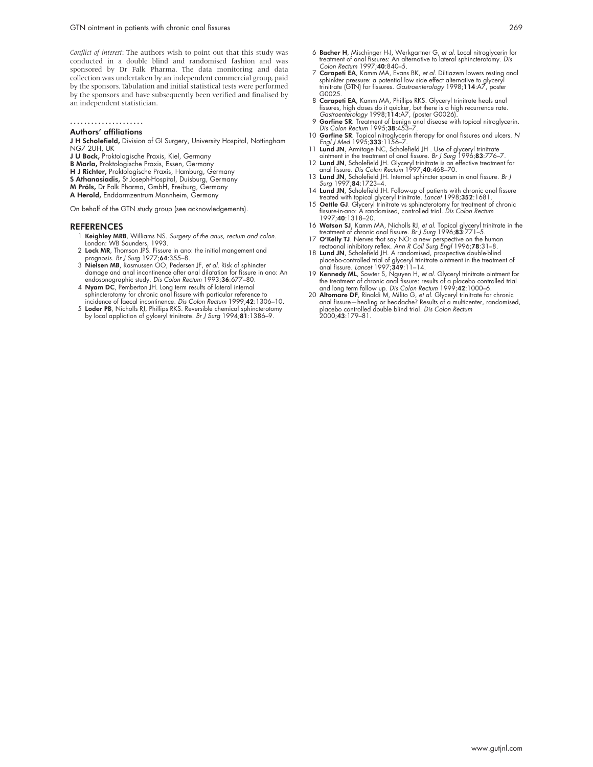*Conflict of interest*: The authors wish to point out that this study was conducted in a double blind and randomised fashion and was sponsored by Dr Falk Pharma. The data monitoring and data collection was undertaken by an independent commercial group, paid by the sponsors. Tabulation and initial statistical tests were performed by the sponsors and have subsequently been verified and finalised by an independent statistician.

.....................

### Authors' affiliations

**J H Scholefield,** Division of GI Surgery, University Hospital, Nottingham NG7 2UH, UK
**J U Bock,** Proktologische Praxis, Kiel, Germany
**B Marla,** Proktologische Praxis, Essen, Germany
**H J Richter,** Proktologische Praxis, Hamburg, Germany
**S Athanasiadis,** St Joseph-Hospital, Duisburg, Germany
**M Pröls,** Dr Falk Pharma, GmbH, Freiburg, Germany
**A Herold,** Enddarmzentrum Mannheim, Germany

On behalf of the GTN study group (see acknowledgements).

## REFERENCES

1. **Keighley MRB**, Williams NS. *Surgery of the anus, rectum and colon*. London: WB Saunders, 1993.
2. **Lock MR**, Thomson JPS. Fissure in ano: the initial mangement and prognosis. *Br J Surg* 1977;**64**:355–8.
3. **Nielsen MB**, Rasmussen OO, Pedersen JF, *et al*. Risk of sphincter damage and anal incontinence after anal dilatation for fissure in ano: An endosonographic study. *Dis Colon Rectum* 1993;**36**:677–80.
4. **Nyam DC**, Pemberton JH. Long term results of lateral internal sphincterotomy for chronic anal fissure with particular reference to incidence of faecal incontinence. *Dis Colon Rectum* 1999;**42**:1306–10.
5. **Loder PB**, Nicholls RJ, Phillips RKS. Reversible chemical sphincterotomy by local appliation of gylceryl trinitrate. *Br J Surg* 1994;**81**:1386–9.
6. **Bacher H**, Mischinger H-J, Werkgartner G, *et al*. Local nitroglycerin for treatment of anal fissures: An alternative to lateral sphincterotomy. *Dis Colon Rectum* 1997;**40**:840–5.
7. **Carapeti EA**, Kamm MA, Evans BK, *et al*. Diltiazem lowers resting anal sphinkter pressure: a potential low side effect alternative to glyceryl trinitrate (GTN) for fissures. *Gastroenterology* 1998;**114**:A7, poster G0025.
8. **Carapeti EA**, Kamm MA, Phillips RKS. Glyceryl trinitrate heals anal fissures, high doses do it quicker, but there is a high recurrence rate. *Gastroenterology* 1998;**114**:A7, (poster G0026).
9. **Gorfine SR**. Treatment of benign anal disease with topical nitroglycerin. *Dis Colon Rectum* 1995;**38**:453–7.
10. **Gorfine SR**. Topical nitroglycerin therapy for anal fissures and ulcers. *N Engl J Med* 1995;**333**:1156–7.
11. **Lund JN**, Armitage NC, Scholefield JH . Use of glyceryl trinitrate ointment in the treatment of anal fissure. *Br J Surg* 1996;**83**:776–7.
12. **Lund JN**, Scholefield JH. Glyceryl trinitrate is an effective treatment for anal fissure. *Dis Colon Rectum* 1997;**40**:468–70.
13. **Lund JN**, Scholefield JH. Internal sphincter spasm in anal fissure. *Br J Surg* 1997;**84**:1723–4.
14. **Lund JN**, Scholefield JH. Follow-up of patients with chronic anal fissure treated with topical glyceryl trinitrate. *Lancet* 1998;**352**:1681.
15. **Oettle GJ**. Glyceryl trinitrate vs sphincterotomy for treatment of chronic fissure-in-ano: A randomised, controlled trial. *Dis Colon Rectum* 1997;**40**:1318–20.
16. **Watson SJ**, Kamm MA, Nicholls RJ, *et al*. Topical glyceryl trinitrate in the treatment of chronic anal fissure. *Br J Surg* 1996;**83**:771–5.
17. **O'Kelly TJ**. Nerves that say NO: a new perspective on the human rectoanal inhibitory reflex. *Ann R Coll Surg Engl* 1996;**78**:31–8.
18. **Lund JN**, Scholefield JH. A randomised, prospective double-blind placebo-controlled trial of glyceryl trinitrate ointment in the treatment of anal fissure. *Lancet* 1997;**349**:11–14.
19. **Kennedy ML**, Sowter S, Nguyen H, *et al*. Glyceryl trinitrate ointment for the treatment of chronic anal fissure: results of a placebo controlled trial and long term follow up. *Dis Colon Rectum* 1999;**42**:1000–6.
20. **Altomare DF**, Rinaldi M, Milito G, *et al*. Glyceryl trinitrate for chronic anal fissure—healing or headache? Results of a multicenter, randomised, placebo controlled double blind trial. *Dis Colon Rectum* 2000;**43**:179–81.